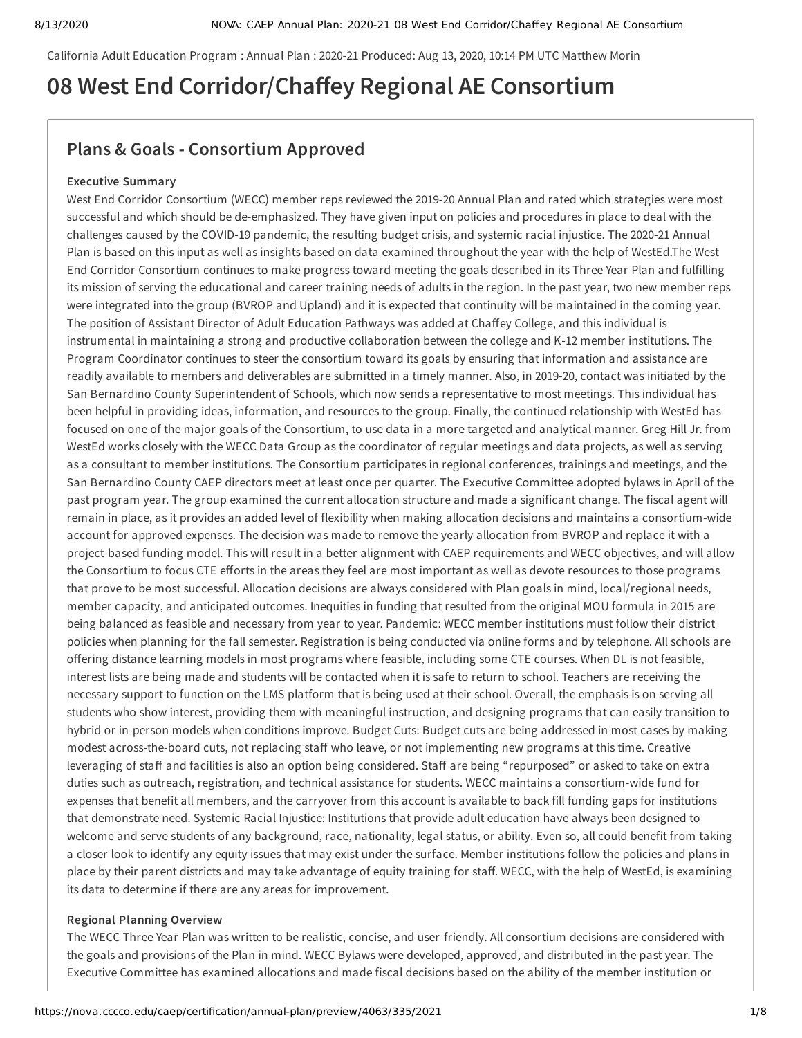California Adult Education Program : Annual Plan : 2020-21 Produced: Aug 13, 2020, 10:14 PM UTC Matthew Morin

# 08 West End Corridor/Chaffey Regional AE Consortium

## Plans & Goals - Consortium Approved

### Executive Summary

West End Corridor Consortium (WECC) member reps reviewed the 2019-20 Annual Plan and rated which strategies were most successful and which should be de-emphasized. They have given input on policies and procedures in place to deal with the challenges caused by the COVID-19 pandemic, the resulting budget crisis, and systemic racial injustice. The 2020-21 Annual Plan is based on this input as well as insights based on data examined throughout the year with the help of WestEd.The West End Corridor Consortium continues to make progress toward meeting the goals described in its Three-Year Plan and fulfilling its mission of serving the educational and career training needs of adults in the region. In the past year, two new member reps were integrated into the group (BVROP and Upland) and it is expected that continuity will be maintained in the coming year. The position of Assistant Director of Adult Education Pathways was added at Chaffey College, and this individual is instrumental in maintaining a strong and productive collaboration between the college and K-12 member institutions. The Program Coordinator continues to steer the consortium toward its goals by ensuring that information and assistance are readily available to members and deliverables are submitted in a timely manner. Also, in 2019-20, contact was initiated by the San Bernardino County Superintendent of Schools, which now sends a representative to most meetings. This individual has been helpful in providing ideas, information, and resources to the group. Finally, the continued relationship with WestEd has focused on one of the major goals of the Consortium, to use data in a more targeted and analytical manner. Greg Hill Jr. from WestEd works closely with the WECC Data Group as the coordinator of regular meetings and data projects, as well as serving as a consultant to member institutions. The Consortium participates in regional conferences, trainings and meetings, and the San Bernardino County CAEP directors meet at least once per quarter. The Executive Committee adopted bylaws in April of the past program year. The group examined the current allocation structure and made a significant change. The fiscal agent will remain in place, as it provides an added level of flexibility when making allocation decisions and maintains a consortium-wide account for approved expenses. The decision was made to remove the yearly allocation from BVROP and replace it with a project-based funding model. This will result in a better alignment with CAEP requirements and WECC objectives, and will allow the Consortium to focus CTE efforts in the areas they feel are most important as well as devote resources to those programs that prove to be most successful. Allocation decisions are always considered with Plan goals in mind, local/regional needs, member capacity, and anticipated outcomes. Inequities in funding that resulted from the original MOU formula in 2015 are being balanced as feasible and necessary from year to year. Pandemic: WECC member institutions must follow their district policies when planning for the fall semester. Registration is being conducted via online forms and by telephone. All schools are offering distance learning models in most programs where feasible, including some CTE courses. When DL is not feasible, interest lists are being made and students will be contacted when it is safe to return to school. Teachers are receiving the necessary support to function on the LMS platform that is being used at their school. Overall, the emphasis is on serving all students who show interest, providing them with meaningful instruction, and designing programs that can easily transition to hybrid or in-person models when conditions improve. Budget Cuts: Budget cuts are being addressed in most cases by making modest across-the-board cuts, not replacing staff who leave, or not implementing new programs at this time. Creative leveraging of staff and facilities is also an option being considered. Staff are being "repurposed" or asked to take on extra duties such as outreach, registration, and technical assistance for students. WECC maintains a consortium-wide fund for expenses that benefit all members, and the carryover from this account is available to back fill funding gaps for institutions that demonstrate need. Systemic Racial Injustice: Institutions that provide adult education have always been designed to welcome and serve students of any background, race, nationality, legal status, or ability. Even so, all could benefit from taking a closer look to identify any equity issues that may exist under the surface. Member institutions follow the policies and plans in place by their parent districts and may take advantage of equity training for staff. WECC, with the help of WestEd, is examining its data to determine if there are any areas for improvement.

### Regional Planning Overview

The WECC Three-Year Plan was written to be realistic, concise, and user-friendly. All consortium decisions are considered with the goals and provisions of the Plan in mind. WECC Bylaws were developed, approved, and distributed in the past year. The Executive Committee has examined allocations and made fiscal decisions based on the ability of the member institution or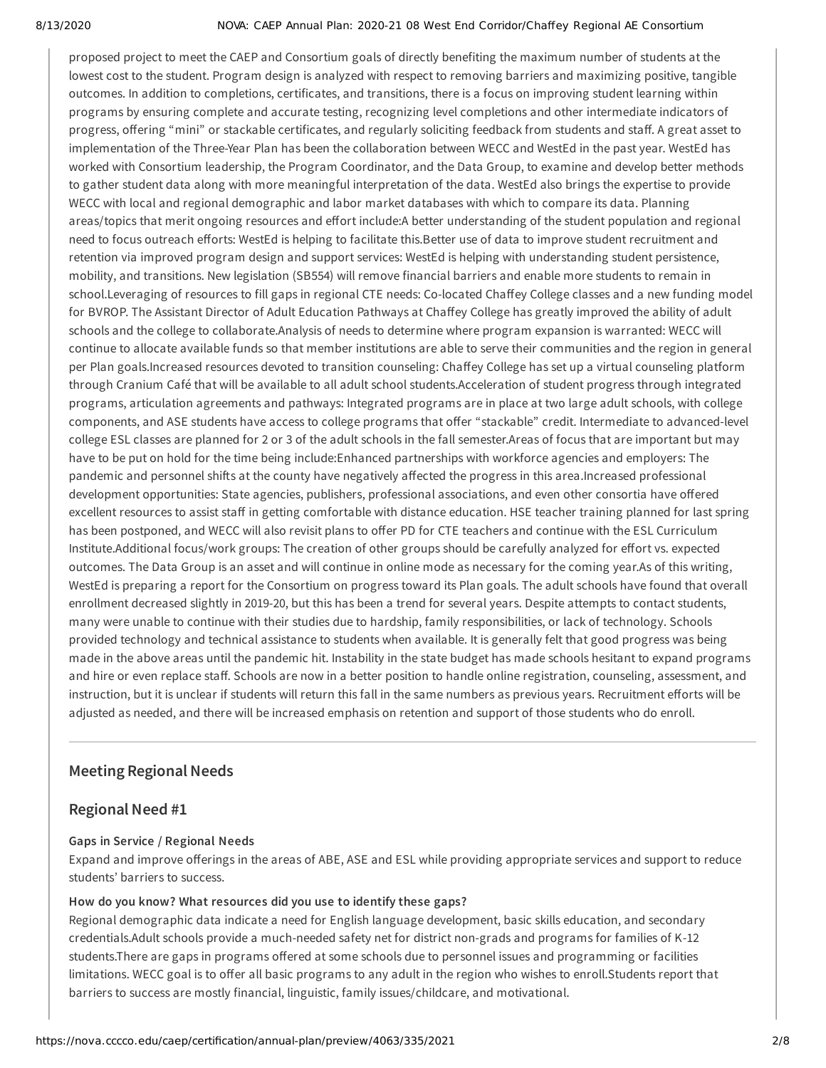proposed project to meet the CAEP and Consortium goals of directly benefiting the maximum number of students at the lowest cost to the student. Program design is analyzed with respect to removing barriers and maximizing positive, tangible outcomes. In addition to completions, certificates, and transitions, there is a focus on improving student learning within programs by ensuring complete and accurate testing, recognizing level completions and other intermediate indicators of progress, offering "mini" or stackable certificates, and regularly soliciting feedback from students and staff. A great asset to implementation of the Three-Year Plan has been the collaboration between WECC and WestEd in the past year. WestEd has worked with Consortium leadership, the Program Coordinator, and the Data Group, to examine and develop better methods to gather student data along with more meaningful interpretation of the data. WestEd also brings the expertise to provide WECC with local and regional demographic and labor market databases with which to compare its data. Planning areas/topics that merit ongoing resources and effort include:A better understanding of the student population and regional need to focus outreach efforts: WestEd is helping to facilitate this.Better use of data to improve student recruitment and retention via improved program design and support services: WestEd is helping with understanding student persistence, mobility, and transitions. New legislation (SB554) will remove financial barriers and enable more students to remain in school.Leveraging of resources to fill gaps in regional CTE needs: Co-located Chaffey College classes and a new funding model for BVROP. The Assistant Director of Adult Education Pathways at Chaffey College has greatly improved the ability of adult schools and the college to collaborate.Analysis of needs to determine where program expansion is warranted: WECC will continue to allocate available funds so that member institutions are able to serve their communities and the region in general per Plan goals.Increased resources devoted to transition counseling: Chaffey College has set up a virtual counseling platform through Cranium Café that will be available to all adult school students.Acceleration of student progress through integrated programs, articulation agreements and pathways: Integrated programs are in place at two large adult schools, with college components, and ASE students have access to college programs that offer "stackable" credit. Intermediate to advanced-level college ESL classes are planned for 2 or 3 of the adult schools in the fall semester.Areas of focus that are important but may have to be put on hold for the time being include:Enhanced partnerships with workforce agencies and employers: The pandemic and personnel shifts at the county have negatively affected the progress in this area.Increased professional development opportunities: State agencies, publishers, professional associations, and even other consortia have offered excellent resources to assist staff in getting comfortable with distance education. HSE teacher training planned for last spring has been postponed, and WECC will also revisit plans to offer PD for CTE teachers and continue with the ESL Curriculum Institute.Additional focus/work groups: The creation of other groups should be carefully analyzed for effort vs. expected outcomes. The Data Group is an asset and will continue in online mode as necessary for the coming year.As of this writing, WestEd is preparing a report for the Consortium on progress toward its Plan goals. The adult schools have found that overall enrollment decreased slightly in 2019-20, but this has been a trend for several years. Despite attempts to contact students, many were unable to continue with their studies due to hardship, family responsibilities, or lack of technology. Schools provided technology and technical assistance to students when available. It is generally felt that good progress was being made in the above areas until the pandemic hit. Instability in the state budget has made schools hesitant to expand programs and hire or even replace staff. Schools are now in a better position to handle online registration, counseling, assessment, and instruction, but it is unclear if students will return this fall in the same numbers as previous years. Recruitment efforts will be adjusted as needed, and there will be increased emphasis on retention and support of those students who do enroll.

---

## Meeting Regional Needs

## Regional Need #1

**Gaps in Service / Regional Needs**

Expand and improve offerings in the areas of ABE, ASE and ESL while providing appropriate services and support to reduce students' barriers to success.

**How do you know? What resources did you use to identify these gaps?**

Regional demographic data indicate a need for English language development, basic skills education, and secondary credentials.Adult schools provide a much-needed safety net for district non-grads and programs for families of K-12 students.There are gaps in programs offered at some schools due to personnel issues and programming or facilities limitations. WECC goal is to offer all basic programs to any adult in the region who wishes to enroll.Students report that barriers to success are mostly financial, linguistic, family issues/childcare, and motivational.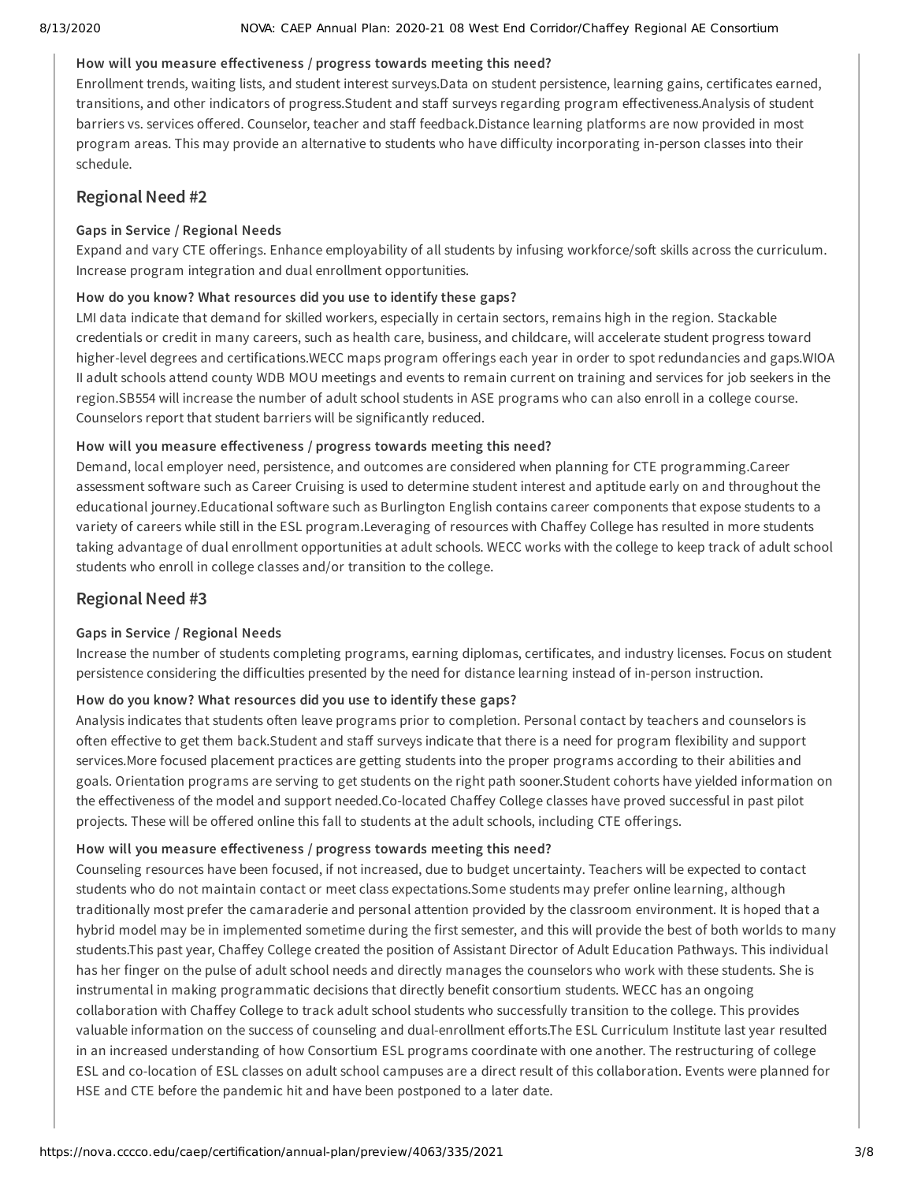**How will you measure effectiveness / progress towards meeting this need?**

Enrollment trends, waiting lists, and student interest surveys.Data on student persistence, learning gains, certificates earned, transitions, and other indicators of progress.Student and staff surveys regarding program effectiveness.Analysis of student barriers vs. services offered. Counselor, teacher and staff feedback.Distance learning platforms are now provided in most program areas. This may provide an alternative to students who have difficulty incorporating in-person classes into their schedule.

## Regional Need #2

**Gaps in Service / Regional Needs**

Expand and vary CTE offerings. Enhance employability of all students by infusing workforce/soft skills across the curriculum. Increase program integration and dual enrollment opportunities.

**How do you know? What resources did you use to identify these gaps?**

LMI data indicate that demand for skilled workers, especially in certain sectors, remains high in the region. Stackable credentials or credit in many careers, such as health care, business, and childcare, will accelerate student progress toward higher-level degrees and certifications.WECC maps program offerings each year in order to spot redundancies and gaps.WIOA II adult schools attend county WDB MOU meetings and events to remain current on training and services for job seekers in the region.SB554 will increase the number of adult school students in ASE programs who can also enroll in a college course. Counselors report that student barriers will be significantly reduced.

**How will you measure effectiveness / progress towards meeting this need?**

Demand, local employer need, persistence, and outcomes are considered when planning for CTE programming.Career assessment software such as Career Cruising is used to determine student interest and aptitude early on and throughout the educational journey.Educational software such as Burlington English contains career components that expose students to a variety of careers while still in the ESL program.Leveraging of resources with Chaffey College has resulted in more students taking advantage of dual enrollment opportunities at adult schools. WECC works with the college to keep track of adult school students who enroll in college classes and/or transition to the college.

## Regional Need #3

**Gaps in Service / Regional Needs**

Increase the number of students completing programs, earning diplomas, certificates, and industry licenses. Focus on student persistence considering the difficulties presented by the need for distance learning instead of in-person instruction.

**How do you know? What resources did you use to identify these gaps?**

Analysis indicates that students often leave programs prior to completion. Personal contact by teachers and counselors is often effective to get them back.Student and staff surveys indicate that there is a need for program flexibility and support services.More focused placement practices are getting students into the proper programs according to their abilities and goals. Orientation programs are serving to get students on the right path sooner.Student cohorts have yielded information on the effectiveness of the model and support needed.Co-located Chaffey College classes have proved successful in past pilot projects. These will be offered online this fall to students at the adult schools, including CTE offerings.

**How will you measure effectiveness / progress towards meeting this need?**

Counseling resources have been focused, if not increased, due to budget uncertainty. Teachers will be expected to contact students who do not maintain contact or meet class expectations.Some students may prefer online learning, although traditionally most prefer the camaraderie and personal attention provided by the classroom environment. It is hoped that a hybrid model may be in implemented sometime during the first semester, and this will provide the best of both worlds to many students.This past year, Chaffey College created the position of Assistant Director of Adult Education Pathways. This individual has her finger on the pulse of adult school needs and directly manages the counselors who work with these students. She is instrumental in making programmatic decisions that directly benefit consortium students. WECC has an ongoing collaboration with Chaffey College to track adult school students who successfully transition to the college. This provides valuable information on the success of counseling and dual-enrollment efforts.The ESL Curriculum Institute last year resulted in an increased understanding of how Consortium ESL programs coordinate with one another. The restructuring of college ESL and co-location of ESL classes on adult school campuses are a direct result of this collaboration. Events were planned for HSE and CTE before the pandemic hit and have been postponed to a later date.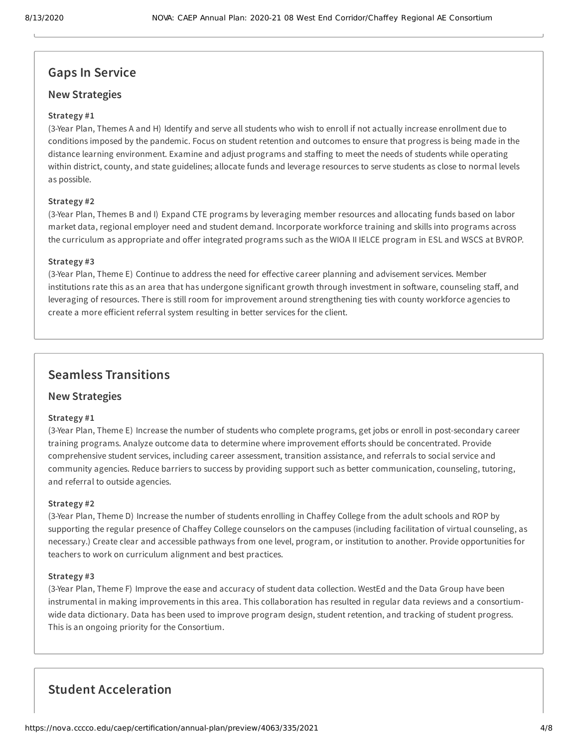## Gaps In Service

### New Strategies

**Strategy #1**

(3-Year Plan, Themes A and H) Identify and serve all students who wish to enroll if not actually increase enrollment due to conditions imposed by the pandemic. Focus on student retention and outcomes to ensure that progress is being made in the distance learning environment. Examine and adjust programs and staffing to meet the needs of students while operating within district, county, and state guidelines; allocate funds and leverage resources to serve students as close to normal levels as possible.

**Strategy #2**

(3-Year Plan, Themes B and I) Expand CTE programs by leveraging member resources and allocating funds based on labor market data, regional employer need and student demand. Incorporate workforce training and skills into programs across the curriculum as appropriate and offer integrated programs such as the WIOA II IELCE program in ESL and WSCS at BVROP.

**Strategy #3**

(3-Year Plan, Theme E) Continue to address the need for effective career planning and advisement services. Member institutions rate this as an area that has undergone significant growth through investment in software, counseling staff, and leveraging of resources. There is still room for improvement around strengthening ties with county workforce agencies to create a more efficient referral system resulting in better services for the client.

## Seamless Transitions

### New Strategies

**Strategy #1**

(3-Year Plan, Theme E) Increase the number of students who complete programs, get jobs or enroll in post-secondary career training programs. Analyze outcome data to determine where improvement efforts should be concentrated. Provide comprehensive student services, including career assessment, transition assistance, and referrals to social service and community agencies. Reduce barriers to success by providing support such as better communication, counseling, tutoring, and referral to outside agencies.

**Strategy #2**

(3-Year Plan, Theme D) Increase the number of students enrolling in Chaffey College from the adult schools and ROP by supporting the regular presence of Chaffey College counselors on the campuses (including facilitation of virtual counseling, as necessary.) Create clear and accessible pathways from one level, program, or institution to another. Provide opportunities for teachers to work on curriculum alignment and best practices.

**Strategy #3**

(3-Year Plan, Theme F) Improve the ease and accuracy of student data collection. WestEd and the Data Group have been instrumental in making improvements in this area. This collaboration has resulted in regular data reviews and a consortium-wide data dictionary. Data has been used to improve program design, student retention, and tracking of student progress. This is an ongoing priority for the Consortium.

## Student Acceleration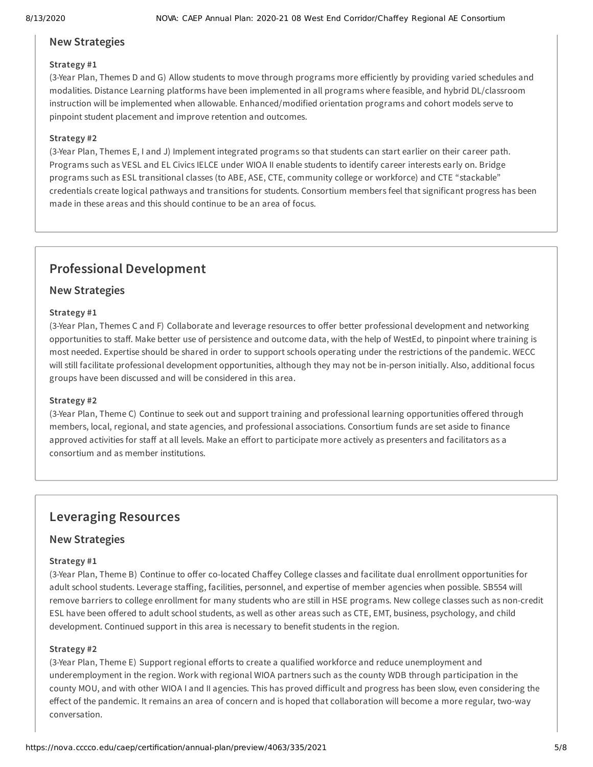### New Strategies

#### Strategy #1

(3-Year Plan, Themes D and G) Allow students to move through programs more efficiently by providing varied schedules and modalities. Distance Learning platforms have been implemented in all programs where feasible, and hybrid DL/classroom instruction will be implemented when allowable. Enhanced/modified orientation programs and cohort models serve to pinpoint student placement and improve retention and outcomes.

#### Strategy #2

(3-Year Plan, Themes E, I and J) Implement integrated programs so that students can start earlier on their career path. Programs such as VESL and EL Civics IELCE under WIOA II enable students to identify career interests early on. Bridge programs such as ESL transitional classes (to ABE, ASE, CTE, community college or workforce) and CTE "stackable" credentials create logical pathways and transitions for students. Consortium members feel that significant progress has been made in these areas and this should continue to be an area of focus.

## Professional Development

### New Strategies

#### Strategy #1

(3-Year Plan, Themes C and F) Collaborate and leverage resources to offer better professional development and networking opportunities to staff. Make better use of persistence and outcome data, with the help of WestEd, to pinpoint where training is most needed. Expertise should be shared in order to support schools operating under the restrictions of the pandemic. WECC will still facilitate professional development opportunities, although they may not be in-person initially. Also, additional focus groups have been discussed and will be considered in this area.

#### Strategy #2

(3-Year Plan, Theme C) Continue to seek out and support training and professional learning opportunities offered through members, local, regional, and state agencies, and professional associations. Consortium funds are set aside to finance approved activities for staff at all levels. Make an effort to participate more actively as presenters and facilitators as a consortium and as member institutions.

## Leveraging Resources

### New Strategies

#### Strategy #1

(3-Year Plan, Theme B) Continue to offer co-located Chaffey College classes and facilitate dual enrollment opportunities for adult school students. Leverage staffing, facilities, personnel, and expertise of member agencies when possible. SB554 will remove barriers to college enrollment for many students who are still in HSE programs. New college classes such as non-credit ESL have been offered to adult school students, as well as other areas such as CTE, EMT, business, psychology, and child development. Continued support in this area is necessary to benefit students in the region.

#### Strategy #2

(3-Year Plan, Theme E) Support regional efforts to create a qualified workforce and reduce unemployment and underemployment in the region. Work with regional WIOA partners such as the county WDB through participation in the county MOU, and with other WIOA I and II agencies. This has proved difficult and progress has been slow, even considering the effect of the pandemic. It remains an area of concern and is hoped that collaboration will become a more regular, two-way conversation.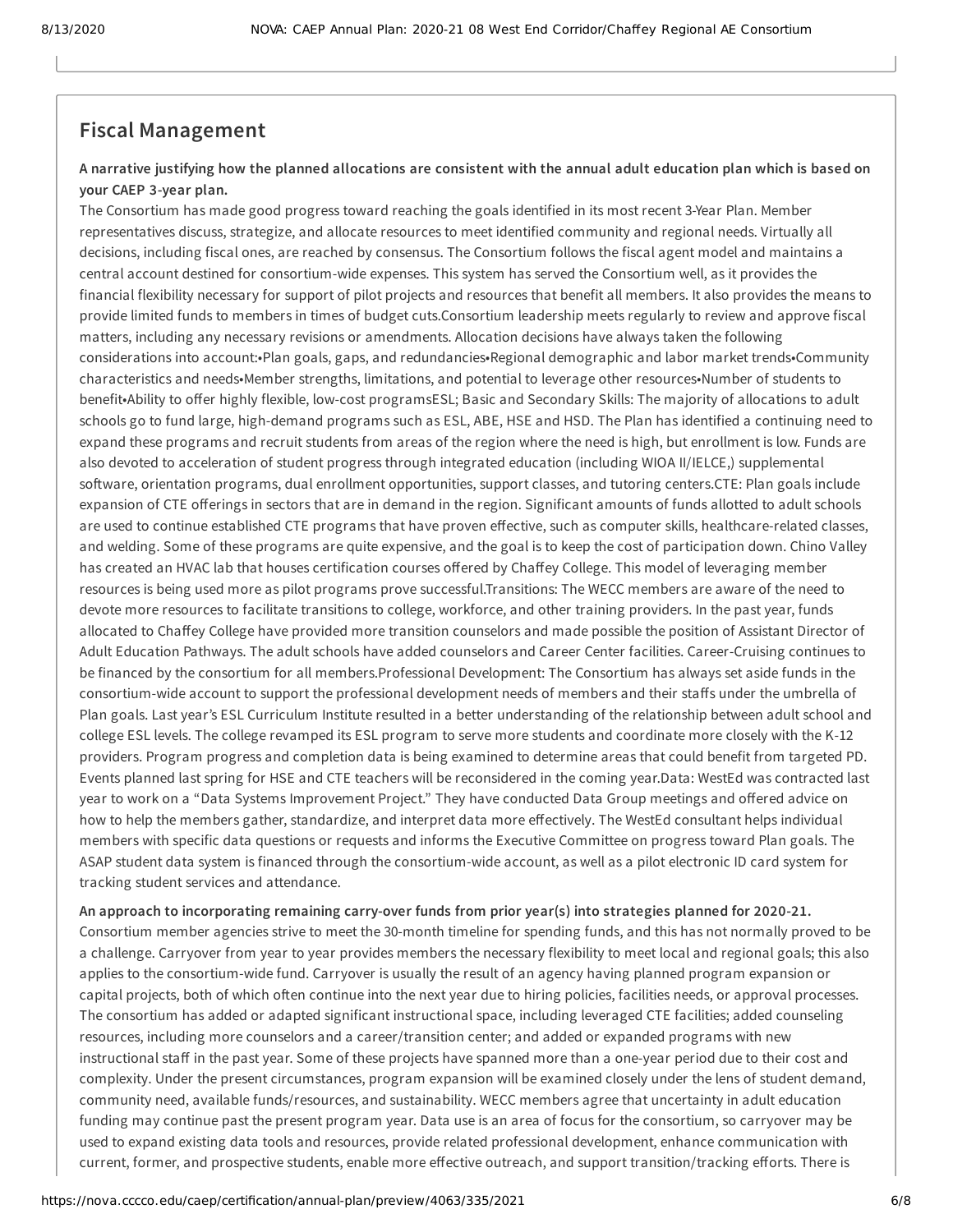## Fiscal Management

**A narrative justifying how the planned allocations are consistent with the annual adult education plan which is based on your CAEP 3-year plan.**

The Consortium has made good progress toward reaching the goals identified in its most recent 3-Year Plan. Member representatives discuss, strategize, and allocate resources to meet identified community and regional needs. Virtually all decisions, including fiscal ones, are reached by consensus. The Consortium follows the fiscal agent model and maintains a central account destined for consortium-wide expenses. This system has served the Consortium well, as it provides the financial flexibility necessary for support of pilot projects and resources that benefit all members. It also provides the means to provide limited funds to members in times of budget cuts.Consortium leadership meets regularly to review and approve fiscal matters, including any necessary revisions or amendments. Allocation decisions have always taken the following considerations into account:•Plan goals, gaps, and redundancies•Regional demographic and labor market trends•Community characteristics and needs•Member strengths, limitations, and potential to leverage other resources•Number of students to benefit•Ability to offer highly flexible, low-cost programsESL; Basic and Secondary Skills: The majority of allocations to adult schools go to fund large, high-demand programs such as ESL, ABE, HSE and HSD. The Plan has identified a continuing need to expand these programs and recruit students from areas of the region where the need is high, but enrollment is low. Funds are also devoted to acceleration of student progress through integrated education (including WIOA II/IELCE,) supplemental software, orientation programs, dual enrollment opportunities, support classes, and tutoring centers.CTE: Plan goals include expansion of CTE offerings in sectors that are in demand in the region. Significant amounts of funds allotted to adult schools are used to continue established CTE programs that have proven effective, such as computer skills, healthcare-related classes, and welding. Some of these programs are quite expensive, and the goal is to keep the cost of participation down. Chino Valley has created an HVAC lab that houses certification courses offered by Chaffey College. This model of leveraging member resources is being used more as pilot programs prove successful.Transitions: The WECC members are aware of the need to devote more resources to facilitate transitions to college, workforce, and other training providers. In the past year, funds allocated to Chaffey College have provided more transition counselors and made possible the position of Assistant Director of Adult Education Pathways. The adult schools have added counselors and Career Center facilities. Career-Cruising continues to be financed by the consortium for all members.Professional Development: The Consortium has always set aside funds in the consortium-wide account to support the professional development needs of members and their staffs under the umbrella of Plan goals. Last year's ESL Curriculum Institute resulted in a better understanding of the relationship between adult school and college ESL levels. The college revamped its ESL program to serve more students and coordinate more closely with the K-12 providers. Program progress and completion data is being examined to determine areas that could benefit from targeted PD. Events planned last spring for HSE and CTE teachers will be reconsidered in the coming year.Data: WestEd was contracted last year to work on a "Data Systems Improvement Project." They have conducted Data Group meetings and offered advice on how to help the members gather, standardize, and interpret data more effectively. The WestEd consultant helps individual members with specific data questions or requests and informs the Executive Committee on progress toward Plan goals. The ASAP student data system is financed through the consortium-wide account, as well as a pilot electronic ID card system for tracking student services and attendance.

**An approach to incorporating remaining carry-over funds from prior year(s) into strategies planned for 2020-21.**

Consortium member agencies strive to meet the 30-month timeline for spending funds, and this has not normally proved to be a challenge. Carryover from year to year provides members the necessary flexibility to meet local and regional goals; this also applies to the consortium-wide fund. Carryover is usually the result of an agency having planned program expansion or capital projects, both of which often continue into the next year due to hiring policies, facilities needs, or approval processes. The consortium has added or adapted significant instructional space, including leveraged CTE facilities; added counseling resources, including more counselors and a career/transition center; and added or expanded programs with new instructional staff in the past year. Some of these projects have spanned more than a one-year period due to their cost and complexity. Under the present circumstances, program expansion will be examined closely under the lens of student demand, community need, available funds/resources, and sustainability. WECC members agree that uncertainty in adult education funding may continue past the present program year. Data use is an area of focus for the consortium, so carryover may be used to expand existing data tools and resources, provide related professional development, enhance communication with current, former, and prospective students, enable more effective outreach, and support transition/tracking efforts. There is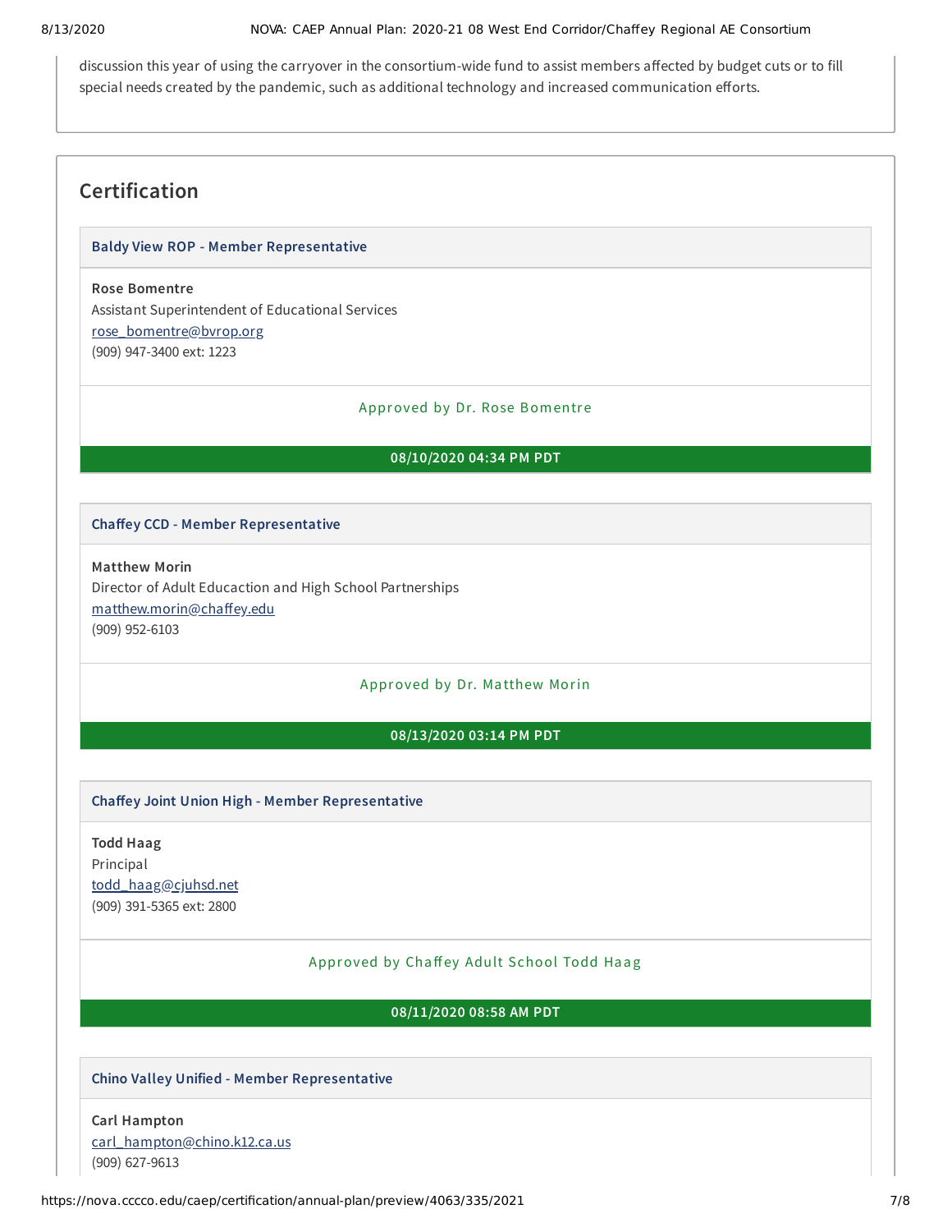discussion this year of using the carryover in the consortium-wide fund to assist members affected by budget cuts or to fill special needs created by the pandemic, such as additional technology and increased communication efforts.

## Certification

**Baldy View ROP - Member Representative**

**Rose Bomentre**
Assistant Superintendent of Educational Services
rose_bomentre@bvrop.org
(909) 947-3400 ext: 1223

Approved by Dr. Rose Bomentre

**08/10/2020 04:34 PM PDT**

**Chaffey CCD - Member Representative**

**Matthew Morin**
Director of Adult Educaction and High School Partnerships
matthew.morin@chaffey.edu
(909) 952-6103

Approved by Dr. Matthew Morin

**08/13/2020 03:14 PM PDT**

**Chaffey Joint Union High - Member Representative**

**Todd Haag**
Principal
todd_haag@cjuhsd.net
(909) 391-5365 ext: 2800

Approved by Chaffey Adult School Todd Haag

**08/11/2020 08:58 AM PDT**

**Chino Valley Unified - Member Representative**

**Carl Hampton**
carl_hampton@chino.k12.ca.us
(909) 627-9613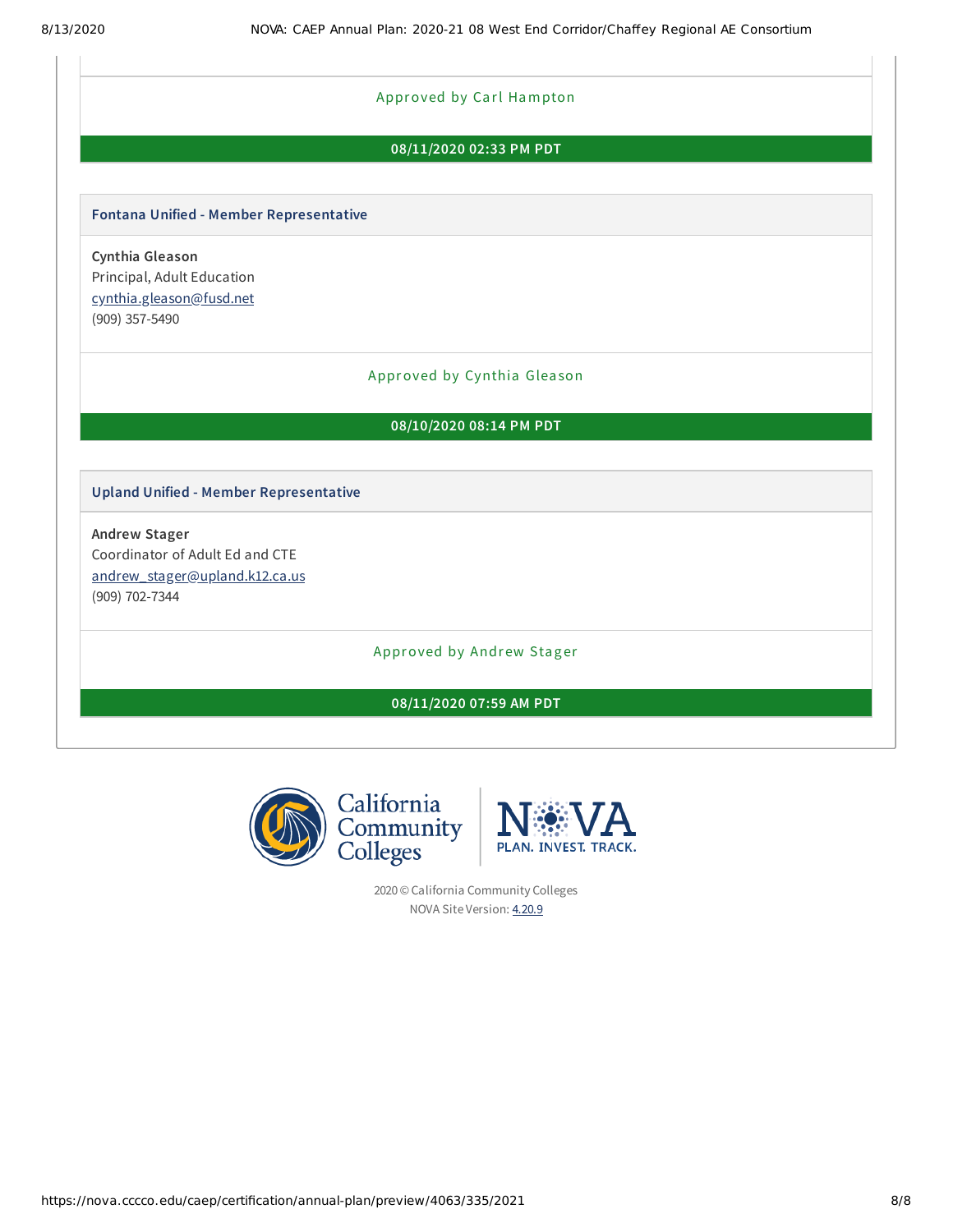Approved by Carl Hampton

**08/11/2020 02:33 PM PDT**

**Fontana Unified - Member Representative**

**Cynthia Gleason**
Principal, Adult Education
cynthia.gleason@fusd.net
(909) 357-5490

Approved by Cynthia Gleason

**08/10/2020 08:14 PM PDT**

**Upland Unified - Member Representative**

**Andrew Stager**
Coordinator of Adult Ed and CTE
andrew_stager@upland.k12.ca.us
(909) 702-7344

Approved by Andrew Stager

**08/11/2020 07:59 AM PDT**

California Community Colleges

NOVA PLAN. INVEST. TRACK.

2020 © California Community Colleges
NOVA Site Version: 4.20.9